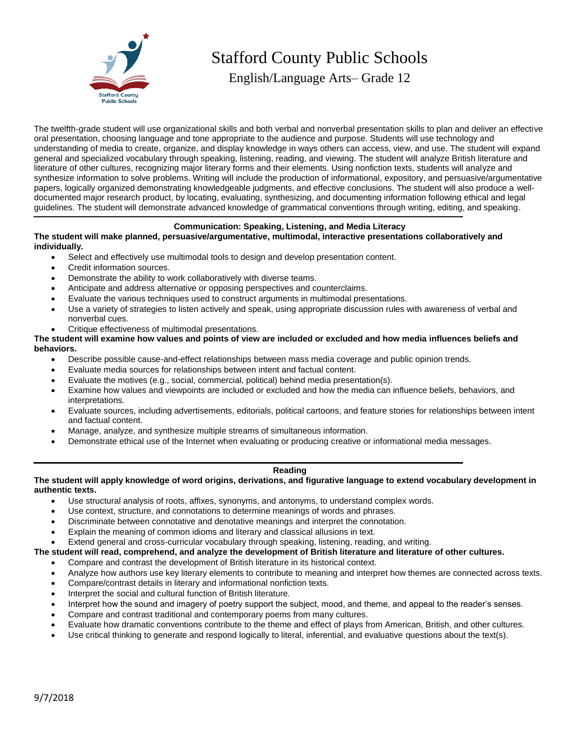# Stafford County Public Schools

## English/Language Arts– Grade 12

The twelfth-grade student will use organizational skills and both verbal and nonverbal presentation skills to plan and deliver an effective oral presentation, choosing language and tone appropriate to the audience and purpose. Students will use technology and understanding of media to create, organize, and display knowledge in ways others can access, view, and use. The student will expand general and specialized vocabulary through speaking, listening, reading, and viewing. The student will analyze British literature and literature of other cultures, recognizing major literary forms and their elements. Using nonfiction texts, students will analyze and synthesize information to solve problems. Writing will include the production of informational, expository, and persuasive/argumentative papers, logically organized demonstrating knowledgeable judgments, and effective conclusions. The student will also produce a well-documented major research product, by locating, evaluating, synthesizing, and documenting information following ethical and legal guidelines. The student will demonstrate advanced knowledge of grammatical conventions through writing, editing, and speaking.

---

### Communication: Speaking, Listening, and Media Literacy

**The student will make planned, persuasive/argumentative, multimodal, interactive presentations collaboratively and individually.**

- Select and effectively use multimodal tools to design and develop presentation content.
- Credit information sources.
- Demonstrate the ability to work collaboratively with diverse teams.
- Anticipate and address alternative or opposing perspectives and counterclaims.
- Evaluate the various techniques used to construct arguments in multimodal presentations.
- Use a variety of strategies to listen actively and speak, using appropriate discussion rules with awareness of verbal and nonverbal cues.
- Critique effectiveness of multimodal presentations.

**The student will examine how values and points of view are included or excluded and how media influences beliefs and behaviors.**

- Describe possible cause-and-effect relationships between mass media coverage and public opinion trends.
- Evaluate media sources for relationships between intent and factual content.
- Evaluate the motives (e.g., social, commercial, political) behind media presentation(s).
- Examine how values and viewpoints are included or excluded and how the media can influence beliefs, behaviors, and interpretations.
- Evaluate sources, including advertisements, editorials, political cartoons, and feature stories for relationships between intent and factual content.
- Manage, analyze, and synthesize multiple streams of simultaneous information.
- Demonstrate ethical use of the Internet when evaluating or producing creative or informational media messages.

---

### Reading

**The student will apply knowledge of word origins, derivations, and figurative language to extend vocabulary development in authentic texts.**

- Use structural analysis of roots, affixes, synonyms, and antonyms, to understand complex words.
- Use context, structure, and connotations to determine meanings of words and phrases.
- Discriminate between connotative and denotative meanings and interpret the connotation.
- Explain the meaning of common idioms and literary and classical allusions in text.
- Extend general and cross-curricular vocabulary through speaking, listening, reading, and writing.

**The student will read, comprehend, and analyze the development of British literature and literature of other cultures.**

- Compare and contrast the development of British literature in its historical context.
- Analyze how authors use key literary elements to contribute to meaning and interpret how themes are connected across texts.
- Compare/contrast details in literary and informational nonfiction texts.
- Interpret the social and cultural function of British literature.
- Interpret how the sound and imagery of poetry support the subject, mood, and theme, and appeal to the reader's senses.
- Compare and contrast traditional and contemporary poems from many cultures.
- Evaluate how dramatic conventions contribute to the theme and effect of plays from American, British, and other cultures.
- Use critical thinking to generate and respond logically to literal, inferential, and evaluative questions about the text(s).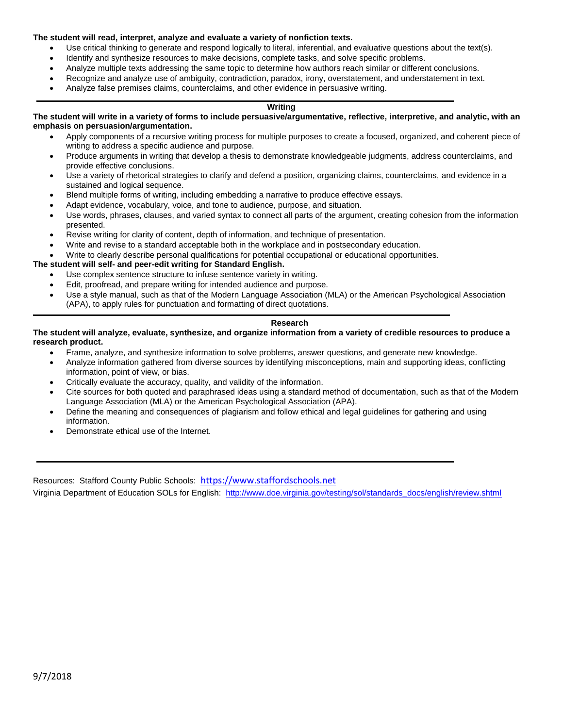**The student will read, interpret, analyze and evaluate a variety of nonfiction texts.**

- Use critical thinking to generate and respond logically to literal, inferential, and evaluative questions about the text(s).
- Identify and synthesize resources to make decisions, complete tasks, and solve specific problems.
- Analyze multiple texts addressing the same topic to determine how authors reach similar or different conclusions.
- Recognize and analyze use of ambiguity, contradiction, paradox, irony, overstatement, and understatement in text.
- Analyze false premises claims, counterclaims, and other evidence in persuasive writing.

---

## Writing

**The student will write in a variety of forms to include persuasive/argumentative, reflective, interpretive, and analytic, with an emphasis on persuasion/argumentation.**

- Apply components of a recursive writing process for multiple purposes to create a focused, organized, and coherent piece of writing to address a specific audience and purpose.
- Produce arguments in writing that develop a thesis to demonstrate knowledgeable judgments, address counterclaims, and provide effective conclusions.
- Use a variety of rhetorical strategies to clarify and defend a position, organizing claims, counterclaims, and evidence in a sustained and logical sequence.
- Blend multiple forms of writing, including embedding a narrative to produce effective essays.
- Adapt evidence, vocabulary, voice, and tone to audience, purpose, and situation.
- Use words, phrases, clauses, and varied syntax to connect all parts of the argument, creating cohesion from the information presented.
- Revise writing for clarity of content, depth of information, and technique of presentation.
- Write and revise to a standard acceptable both in the workplace and in postsecondary education.
- Write to clearly describe personal qualifications for potential occupational or educational opportunities.

**The student will self- and peer-edit writing for Standard English.**

- Use complex sentence structure to infuse sentence variety in writing.
- Edit, proofread, and prepare writing for intended audience and purpose.
- Use a style manual, such as that of the Modern Language Association (MLA) or the American Psychological Association (APA), to apply rules for punctuation and formatting of direct quotations.

---

## Research

**The student will analyze, evaluate, synthesize, and organize information from a variety of credible resources to produce a research product.**

- Frame, analyze, and synthesize information to solve problems, answer questions, and generate new knowledge.
- Analyze information gathered from diverse sources by identifying misconceptions, main and supporting ideas, conflicting information, point of view, or bias.
- Critically evaluate the accuracy, quality, and validity of the information.
- Cite sources for both quoted and paraphrased ideas using a standard method of documentation, such as that of the Modern Language Association (MLA) or the American Psychological Association (APA).
- Define the meaning and consequences of plagiarism and follow ethical and legal guidelines for gathering and using information.
- Demonstrate ethical use of the Internet.

---

Resources: Stafford County Public Schools: https://www.staffordschools.net

Virginia Department of Education SOLs for English: http://www.doe.virginia.gov/testing/sol/standards_docs/english/review.shtml

9/7/2018